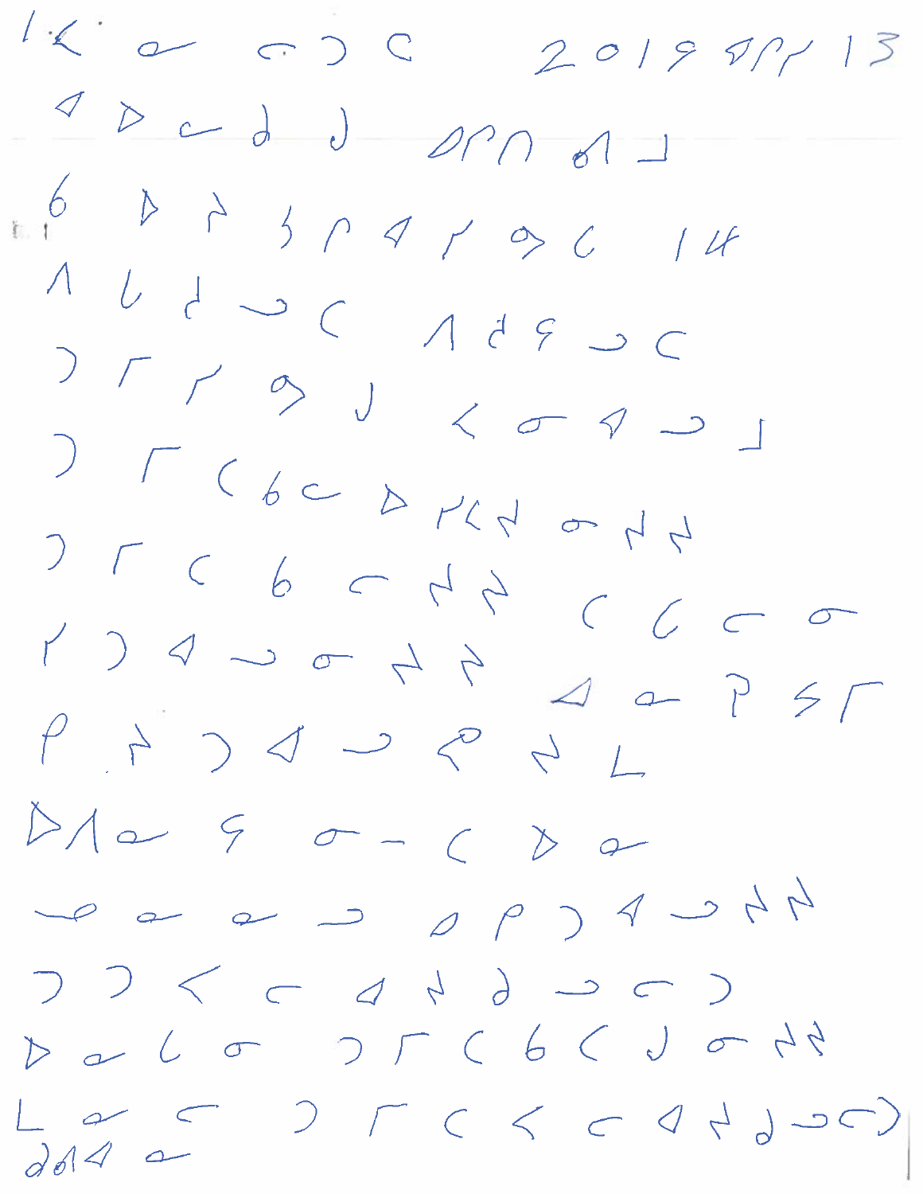ᐃᐸ ᓇ ᓄᑦᑕ 2019 ᐊᐃᓯ 13

ᐊ ᐅᓚᑯ ᑯ ᐊᐃᑎ ᑯᐃ ᒧ

6 ᐅ ᓵ ᓭᑭᐊᓯᕗᑕ 14

ᐱ ᒐ ᑯ ᓗ ᑕ ᐱᑯᕋᓗᑕ

ᑐ ᒥ ᓯ ᕗ ᒍ ᐸ ᓂ ᐊ ᓗ ᒧ

ᑐ ᒥ ᑕᑲᓚ ᐅᓯᐸᓴ ᓂᓴᓴ

ᑐ ᒥ ᑕ ᑲ ᓚ ᓴᓴ ᑕ ᒐ ᓕ ᓂ

ᓯ ᑐ ᐊ ᓗ ᓂ ᓴ ᓴ ᐊ ᓇ ᑭ ᓵ ᒥ

ᑭ ᓵ ᑐ ᐊ ᓗ ᕿ ᓴ ᒪ

ᐅᐱᓇ ᕋ ᓂ-ᑕ ᐅ ᓇ

ᓘ ᓇ ᓇ ᓗ ᐃ ᑭ ᑐ ᐊ ᓗ ᓴ ᓴ

ᑐ ᑐ ᐸ ᓕ ᐊ ᓴ ᑯ ᓗ ᓕ ᑐ

ᐅ ᓇ ᒐ ᓂ ᑐ ᒥ ᑕ ᑲ ᑕ ᒍ ᓂ ᓴᓴ

ᒪ ᓇ ᓕ ᑐ ᒥ ᑕ ᐸ ᓕ ᐊ ᓴ ᑯ ᓗ ᓕ ᑐ

ᑯᑯᐊ ᓇ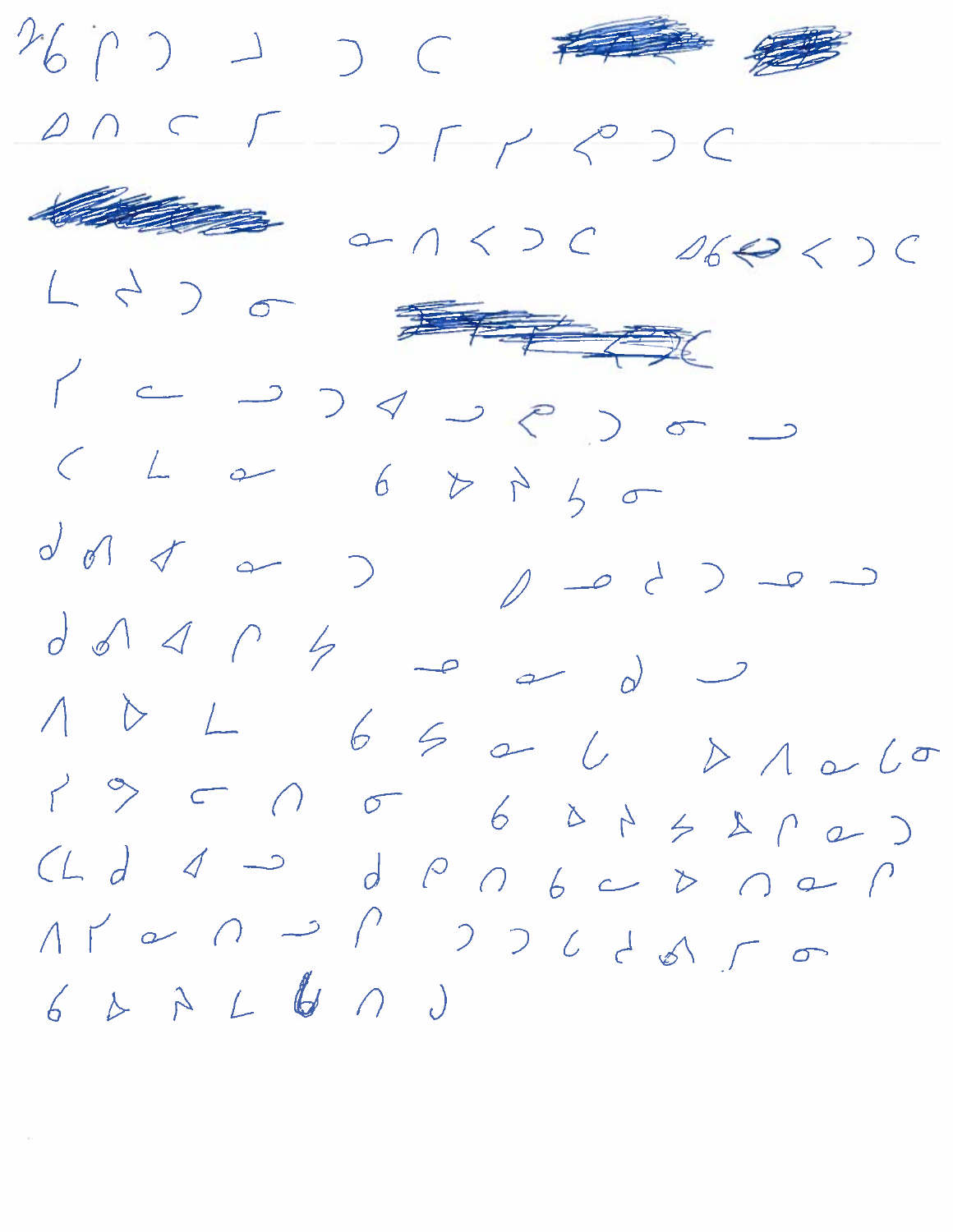ᖃᑭᑐ ᒧ ᑐ ᑕ

ᐃᑎ ᒐ ᒋ ᑐᒋᒋᕿᑐᑕ

ᓇᑎᐸᑐᑕ ᐃᑲᕋᐸᑐᑕ

ᒪᕗᑐᓂ

ᒋ ᓕ ᓗ ᑐᐊᓗᕿᑐᓂᓗ

ᑕ ᒪ ᓇ ᑲᐅᕗᓴᓂ

ᑯᕼᐊᓇᑐ ᓗᑯᑐᓗᓗ

ᑯᕼᐊᑭᔭ ᓗᓇᑯᓗ

ᐱᐅᒪ ᑲᔭᓇᓚ ᐅᐱᓇᓚᓂ

ᒋᕙᓀᑎᓂ ᑲᐅᕗᔭᐃᑭᓇᑐ

ᑕᒪᑯ ᐊᓗ ᑯᕿᑎᑲᓄᐅᑎᓇᑭ

ᐱᒋᓇᑎᓗᑭ ᑐᑐᓚᑯᕼᒋᓂ

ᑲᐅᕗᒪᑲᑎᑐ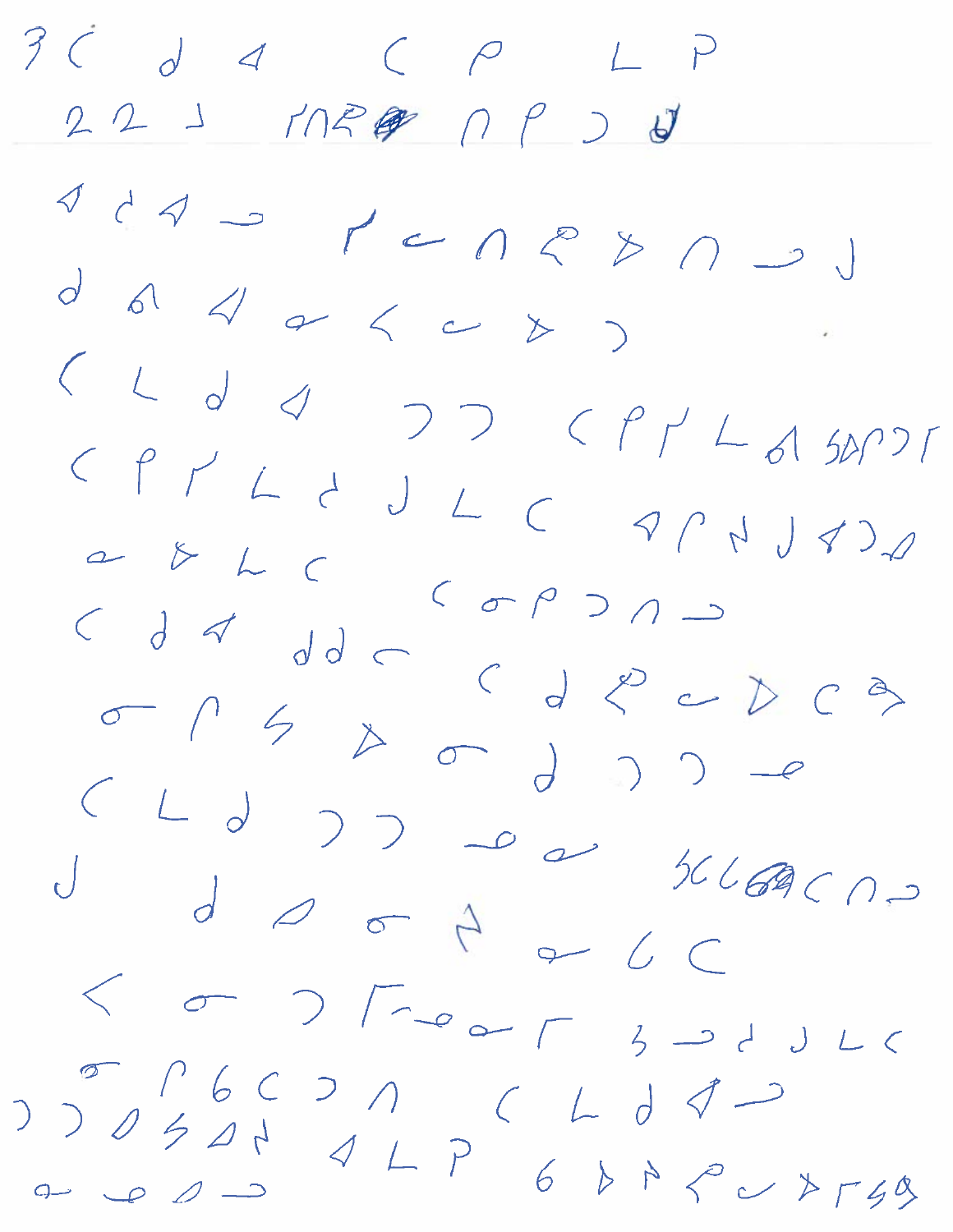ᕒᑕ ᑯ ᐊ ᑕ ᑭ ᒪ ᑭ

22 ᒧ ᒥᑎᕆ ᑎᑭᑐᑯ

ᐊ ᑯ ᐊ ᓐ ᒋ ᓚ ᑎ ᕆ ᐅ ᑎ ᓐ ᒧ

ᑯ ᕍ ᐊ ᓇ ᐸ ᓚ ᐅ ᑐ

ᑕ ᒪ ᑯ ᐊ ᑐ ᑐ ᑕ ᑭ ᒋ ᒪ ᕍ ᔕᐅᑭᑐᒥ

ᑕ ᑭ ᒋ ᒪ ᑯ ᒧ ᒪ ᑕ ᐊ ᑭ ᓱ ᒧ ᐊ ᑐ ᐅ

ᓇ ᐅ ᒪ ᑕ ᑕ ᓂ ᑭ ᑐ ᑎ ᓐ

ᑕ ᑯ ᐊ ᑯ ᑯ ᓚ ᑕ ᑯ ᕆ ᓚ ᐅ ᑕ ᐊ

ᓂ ᑭ ᔕ ᐅ ᓂ ᑯ ᑐ ᑐ ᓀ

ᑕ ᒪ ᑯ ᑐ ᑐ ᓀ ᓇ ᒧ ᔕᑕᒪᐊᑕᑎᓐ

ᑯ ᐅ ᓂ ᓱ ᓇ ᒐ ᑕ

ᐸ ᓂ ᑐ ᒥᓀᓇᒥ ᕒ ᓐᑯ ᒧ ᒪ ᐸ

ᓂ ᑭ ᕍ ᑕ ᑐ ᑎ ᑕ ᒪ ᑯ ᐊ ᓐ

ᑐ ᑐ ᐅ ᔕ ᐊ ᓱ ᐊ ᒪ ᑭ ᕍ ᐅ ᓯ ᕆ ᓚ ᐅ ᒥ ᔕ ᑫ

ᓇ ᓀ ᐅ ᓐ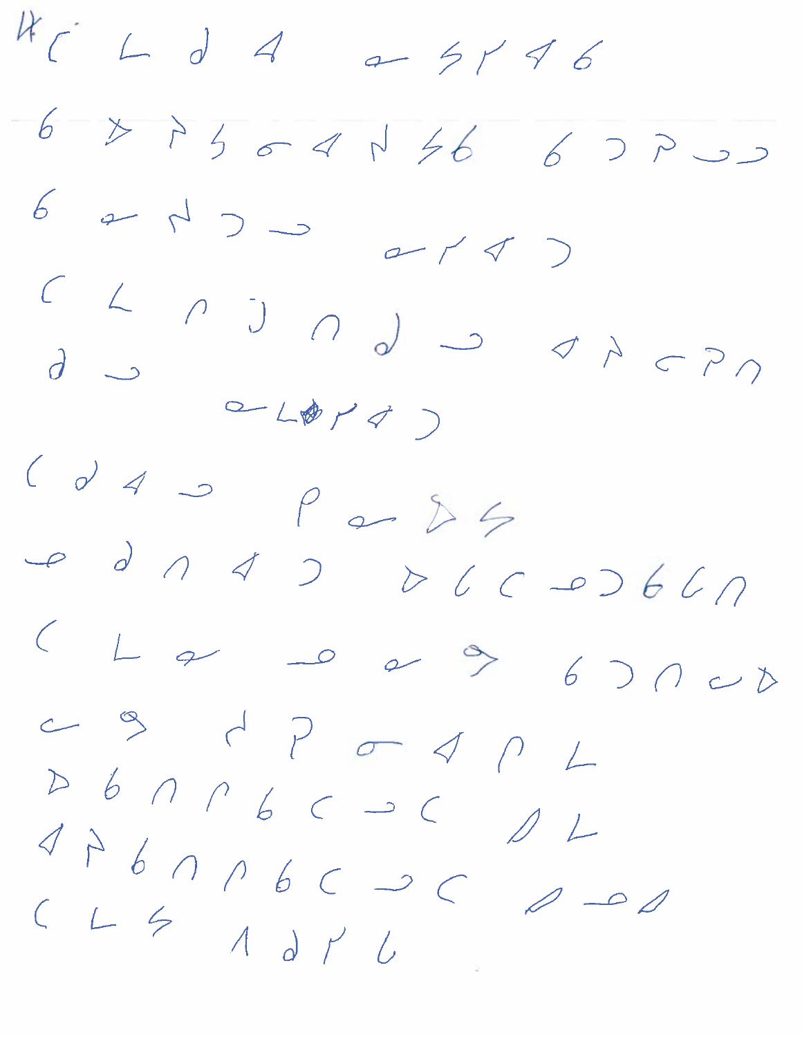4.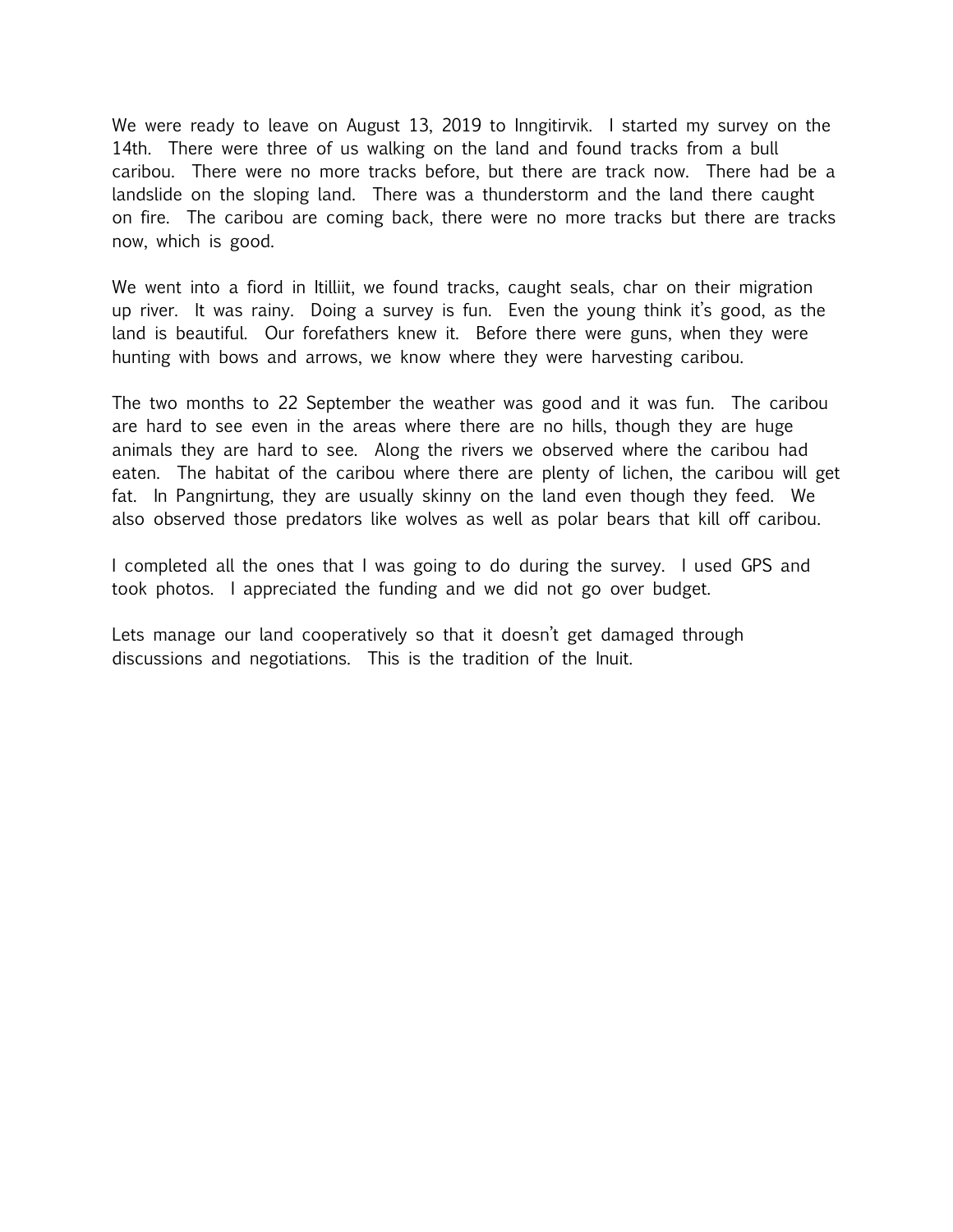We were ready to leave on August 13, 2019 to Inngitirvik. I started my survey on the 14th. There were three of us walking on the land and found tracks from a bull caribou. There were no more tracks before, but there are track now. There had be a landslide on the sloping land. There was a thunderstorm and the land there caught on fire. The caribou are coming back, there were no more tracks but there are tracks now, which is good.

We went into a fiord in Itilliit, we found tracks, caught seals, char on their migration up river. It was rainy. Doing a survey is fun. Even the young think it's good, as the land is beautiful. Our forefathers knew it. Before there were guns, when they were hunting with bows and arrows, we know where they were harvesting caribou.

The two months to 22 September the weather was good and it was fun. The caribou are hard to see even in the areas where there are no hills, though they are huge animals they are hard to see. Along the rivers we observed where the caribou had eaten. The habitat of the caribou where there are plenty of lichen, the caribou will get fat. In Pangnirtung, they are usually skinny on the land even though they feed. We also observed those predators like wolves as well as polar bears that kill off caribou.

I completed all the ones that I was going to do during the survey. I used GPS and took photos. I appreciated the funding and we did not go over budget.

Lets manage our land cooperatively so that it doesn't get damaged through discussions and negotiations. This is the tradition of the Inuit.